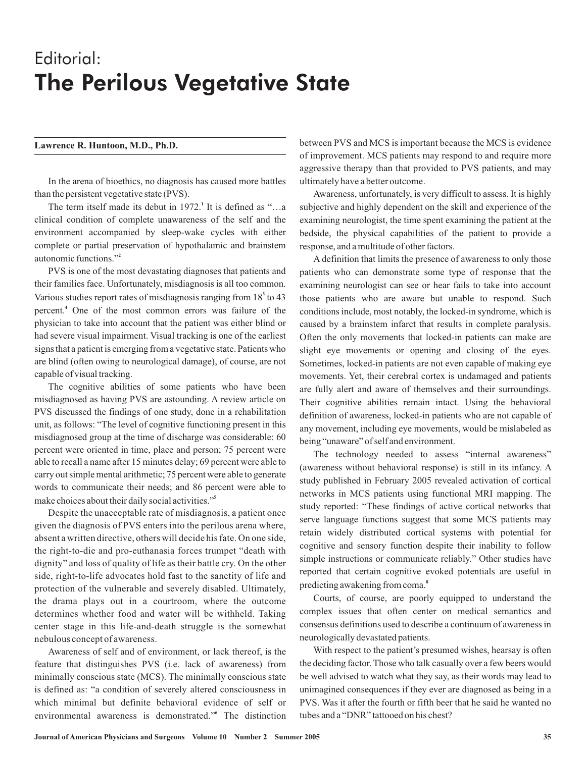# Editorial:
# The Perilous Vegetative State

**Lawrence R. Huntoon, M.D., Ph.D.**

In the arena of bioethics, no diagnosis has caused more battles than the persistent vegetative state (PVS).

The term itself made its debut in 1972.[1] It is defined as "…a clinical condition of complete unawareness of the self and the environment accompanied by sleep-wake cycles with either complete or partial preservation of hypothalamic and brainstem autonomic functions."[2]

PVS is one of the most devastating diagnoses that patients and their families face. Unfortunately, misdiagnosis is all too common. Various studies report rates of misdiagnosis ranging from 18[3] to 43 percent.[4] One of the most common errors was failure of the physician to take into account that the patient was either blind or had severe visual impairment. Visual tracking is one of the earliest signs that a patient is emerging from a vegetative state. Patients who are blind (often owing to neurological damage), of course, are not capable of visual tracking.

The cognitive abilities of some patients who have been misdiagnosed as having PVS are astounding. A review article on PVS discussed the findings of one study, done in a rehabilitation unit, as follows: "The level of cognitive functioning present in this misdiagnosed group at the time of discharge was considerable: 60 percent were oriented in time, place and person; 75 percent were able to recall a name after 15 minutes delay; 69 percent were able to carry out simple mental arithmetic; 75 percent were able to generate words to communicate their needs; and 86 percent were able to make choices about their daily social activities."[5]

Despite the unacceptable rate of misdiagnosis, a patient once given the diagnosis of PVS enters into the perilous arena where, absent a written directive, others will decide his fate. On one side, the right-to-die and pro-euthanasia forces trumpet "death with dignity" and loss of quality of life as their battle cry. On the other side, right-to-life advocates hold fast to the sanctity of life and protection of the vulnerable and severely disabled. Ultimately, the drama plays out in a courtroom, where the outcome determines whether food and water will be withheld. Taking center stage in this life-and-death struggle is the somewhat nebulous concept of awareness.

Awareness of self and of environment, or lack thereof, is the feature that distinguishes PVS (i.e. lack of awareness) from minimally conscious state (MCS). The minimally conscious state is defined as: "a condition of severely altered consciousness in which minimal but definite behavioral evidence of self or environmental awareness is demonstrated."[6] The distinction between PVS and MCS is important because the MCS is evidence of improvement. MCS patients may respond to and require more aggressive therapy than that provided to PVS patients, and may ultimately have a better outcome.

Awareness, unfortunately, is very difficult to assess. It is highly subjective and highly dependent on the skill and experience of the examining neurologist, the time spent examining the patient at the bedside, the physical capabilities of the patient to provide a response, and a multitude of other factors.

A definition that limits the presence of awareness to only those patients who can demonstrate some type of response that the examining neurologist can see or hear fails to take into account those patients who are aware but unable to respond. Such conditions include, most notably, the locked-in syndrome, which is caused by a brainstem infarct that results in complete paralysis. Often the only movements that locked-in patients can make are slight eye movements or opening and closing of the eyes. Sometimes, locked-in patients are not even capable of making eye movements. Yet, their cerebral cortex is undamaged and patients are fully alert and aware of themselves and their surroundings. Their cognitive abilities remain intact. Using the behavioral definition of awareness, locked-in patients who are not capable of any movement, including eye movements, would be mislabeled as being "unaware" of self and environment.

The technology needed to assess "internal awareness" (awareness without behavioral response) is still in its infancy. A study published in February 2005 revealed activation of cortical networks in MCS patients using functional MRI mapping. The study reported: "These findings of active cortical networks that serve language functions suggest that some MCS patients may retain widely distributed cortical systems with potential for cognitive and sensory function despite their inability to follow simple instructions or communicate reliably." Other studies have reported that certain cognitive evoked potentials are useful in predicting awakening from coma.[8]

Courts, of course, are poorly equipped to understand the complex issues that often center on medical semantics and consensus definitions used to describe a continuum of awareness in neurologically devastated patients.

With respect to the patient's presumed wishes, hearsay is often the deciding factor. Those who talk casually over a few beers would be well advised to watch what they say, as their words may lead to unimagined consequences if they ever are diagnosed as being in a PVS. Was it after the fourth or fifth beer that he said he wanted no tubes and a "DNR" tattooed on his chest?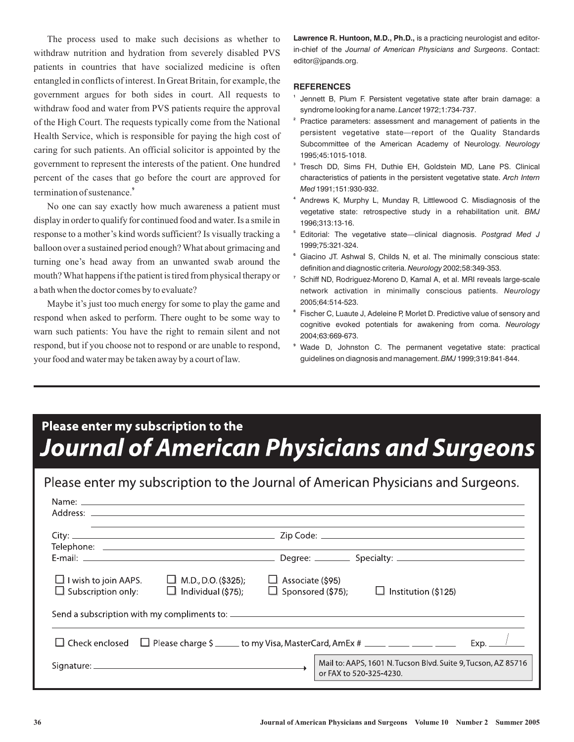The process used to make such decisions as whether to withdraw nutrition and hydration from severely disabled PVS patients in countries that have socialized medicine is often entangled in conflicts of interest. In Great Britain, for example, the government argues for both sides in court. All requests to withdraw food and water from PVS patients require the approval of the High Court. The requests typically come from the National Health Service, which is responsible for paying the high cost of caring for such patients. An official solicitor is appointed by the government to represent the interests of the patient. One hundred percent of the cases that go before the court are approved for termination of sustenance.[9]

No one can say exactly how much awareness a patient must display in order to qualify for continued food and water. Is a smile in response to a mother's kind words sufficient? Is visually tracking a balloon over a sustained period enough? What about grimacing and turning one's head away from an unwanted swab around the mouth? What happens if the patient is tired from physical therapy or a bath when the doctor comes by to evaluate?

Maybe it's just too much energy for some to play the game and respond when asked to perform. There ought to be some way to warn such patients: You have the right to remain silent and not respond, but if you choose not to respond or are unable to respond, your food and water may be taken away by a court of law.

**Lawrence R. Huntoon, M.D., Ph.D.,** is a practicing neurologist and editor-in-chief of the *Journal of American Physicians and Surgeons*. Contact: editor@jpands.org.

## REFERENCES

1. Jennett B, Plum F. Persistent vegetative state after brain damage: a syndrome looking for a name. *Lancet* 1972;1:734-737.
2. Practice parameters: assessment and management of patients in the persistent vegetative state—report of the Quality Standards Subcommittee of the American Academy of Neurology. *Neurology* 1995;45:1015-1018.
3. Tresch DD, Sims FH, Duthie EH, Goldstein MD, Lane PS. Clinical characteristics of patients in the persistent vegetative state. *Arch Intern Med* 1991;151:930-932.
4. Andrews K, Murphy L, Munday R, Littlewood C. Misdiagnosis of the vegetative state: retrospective study in a rehabilitation unit. *BMJ* 1996;313:13-16.
5. Editorial: The vegetative state—clinical diagnosis. *Postgrad Med J* 1999;75:321-324.
6. Giacino JT. Ashwal S, Childs N, et al. The minimally conscious state: definition and diagnostic criteria. *Neurology* 2002;58:349-353.
7. Schiff ND, Rodriguez-Moreno D, Kamal A, et al. MRI reveals large-scale network activation in minimally conscious patients. *Neurology* 2005;64:514-523.
8. Fischer C, Luaute J, Adeleine P, Morlet D. Predictive value of sensory and cognitive evoked potentials for awakening from coma. *Neurology* 2004;63:669-673.
9. Wade D, Johnston C. The permanent vegetative state: practical guidelines on diagnosis and management. *BMJ* 1999;319:841-844.

## Please enter my subscription to the *Journal of American Physicians and Surgeons*

Please enter my subscription to the Journal of American Physicians and Surgeons.

Name: \_\_\_\_\_\_\_\_\_\_

Address: \_\_\_\_\_\_\_\_\_\_

City: \_\_\_\_\_\_\_\_\_\_ Zip Code: \_\_\_\_\_\_\_\_\_\_

Telephone: \_\_\_\_\_\_\_\_\_\_

E-mail: \_\_\_\_\_\_\_\_\_\_ Degree: \_\_\_\_\_ Specialty: \_\_\_\_\_\_\_\_\_\_

☐ I wish to join AAPS. ☐ M.D., D.O. ($325); ☐ Associate ($95)

☐ Subscription only: ☐ Individual ($75); ☐ Sponsored ($75); ☐ Institution ($125)

Send a subscription with my compliments to: \_\_\_\_\_\_\_\_\_\_

☐ Check enclosed ☐ Please charge $ \_\_\_\_\_ to my Visa, MasterCard, AmEx # \_\_\_\_ \_\_\_\_ \_\_\_\_ \_\_\_\_ Exp. \_\_\_/\_\_\_

Signature: \_\_\_\_\_\_\_\_\_\_

Mail to: AAPS, 1601 N. Tucson Blvd. Suite 9, Tucson, AZ 85716 or FAX to 520-325-4230.